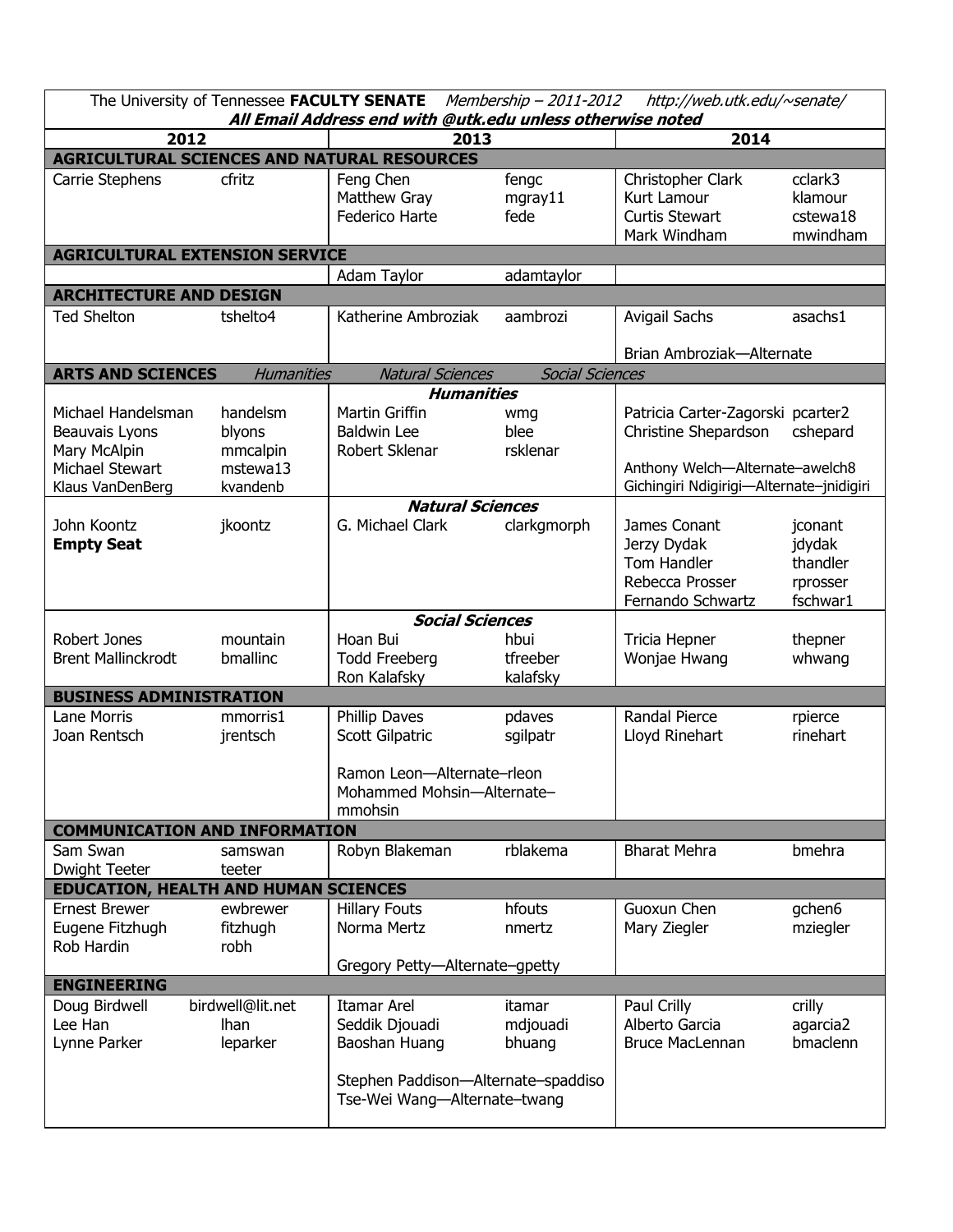The University of Tennessee **FACULTY SENATE** *Membership – 2011-2012* *http://web.utk.edu/~senate/*

***All Email Address end with @utk.edu unless otherwise noted***

| 2012 | | 2013 | | 2014 | |
|---|---|---|---|---|---|
| **AGRICULTURAL SCIENCES AND NATURAL RESOURCES** | | | | | |
| Carrie Stephens | cfritz | Feng Chen | fengc | Christopher Clark | cclark3 |
| | | Matthew Gray | mgray11 | Kurt Lamour | klamour |
| | | Federico Harte | fede | Curtis Stewart | cstewa18 |
| | | | | Mark Windham | mwindham |
| **AGRICULTURAL EXTENSION SERVICE** | | | | | |
| | | Adam Taylor | adamtaylor | | |
| **ARCHITECTURE AND DESIGN** | | | | | |
| Ted Shelton | tshelto4 | Katherine Ambroziak | aambrozi | Avigail Sachs | asachs1 |
| | | | | Brian Ambroziak—Alternate | |
| **ARTS AND SCIENCES** *Humanities* *Natural Sciences* *Social Sciences* | | | | | |
| | | ***Humanities*** | | | |
| Michael Handelsman | handelsm | Martin Griffin | wmg | Patricia Carter-Zagorski | pcarter2 |
| Beauvais Lyons | blyons | Baldwin Lee | blee | Christine Shepardson | cshepard |
| Mary McAlpin | mmcalpin | Robert Sklenar | rsklenar | | |
| Michael Stewart | mstewa13 | | | Anthony Welch—Alternate–awelch8 | |
| Klaus VanDenBerg | kvandenb | | | Gichingiri Ndigirigi—Alternate–jnidigiri | |
| | | ***Natural Sciences*** | | | |
| John Koontz | jkoontz | G. Michael Clark | clarkgmorph | James Conant | jconant |
| **Empty Seat** | | | | Jerzy Dydak | jdydak |
| | | | | Tom Handler | thandler |
| | | | | Rebecca Prosser | rprosser |
| | | | | Fernando Schwartz | fschwar1 |
| | | ***Social Sciences*** | | | |
| Robert Jones | mountain | Hoan Bui | hbui | Tricia Hepner | thepner |
| Brent Mallinckrodt | bmallinc | Todd Freeberg | tfreeber | Wonjae Hwang | whwang |
| | | Ron Kalafsky | kalafsky | | |
| **BUSINESS ADMINISTRATION** | | | | | |
| Lane Morris | mmorris1 | Phillip Daves | pdaves | Randal Pierce | rpierce |
| Joan Rentsch | jrentsch | Scott Gilpatric | sgilpatr | Lloyd Rinehart | rinehart |
| | | Ramon Leon—Alternate–rleon | | | |
| | | Mohammed Mohsin—Alternate–mmohsin | | | |
| **COMMUNICATION AND INFORMATION** | | | | | |
| Sam Swan | samswan | Robyn Blakeman | rblakema | Bharat Mehra | bmehra |
| Dwight Teeter | teeter | | | | |
| **EDUCATION, HEALTH AND HUMAN SCIENCES** | | | | | |
| Ernest Brewer | ewbrewer | Hillary Fouts | hfouts | Guoxun Chen | gchen6 |
| Eugene Fitzhugh | fitzhugh | Norma Mertz | nmertz | Mary Ziegler | mziegler |
| Rob Hardin | robh | | | | |
| | | Gregory Petty—Alternate–gpetty | | | |
| **ENGINEERING** | | | | | |
| Doug Birdwell | birdwell@lit.net | Itamar Arel | itamar | Paul Crilly | crilly |
| Lee Han | lhan | Seddik Djouadi | mdjouadi | Alberto Garcia | agarcia2 |
| Lynne Parker | leparker | Baoshan Huang | bhuang | Bruce MacLennan | bmaclenn |
| | | Stephen Paddison—Alternate–spaddiso | | | |
| | | Tse-Wei Wang—Alternate–twang | | | |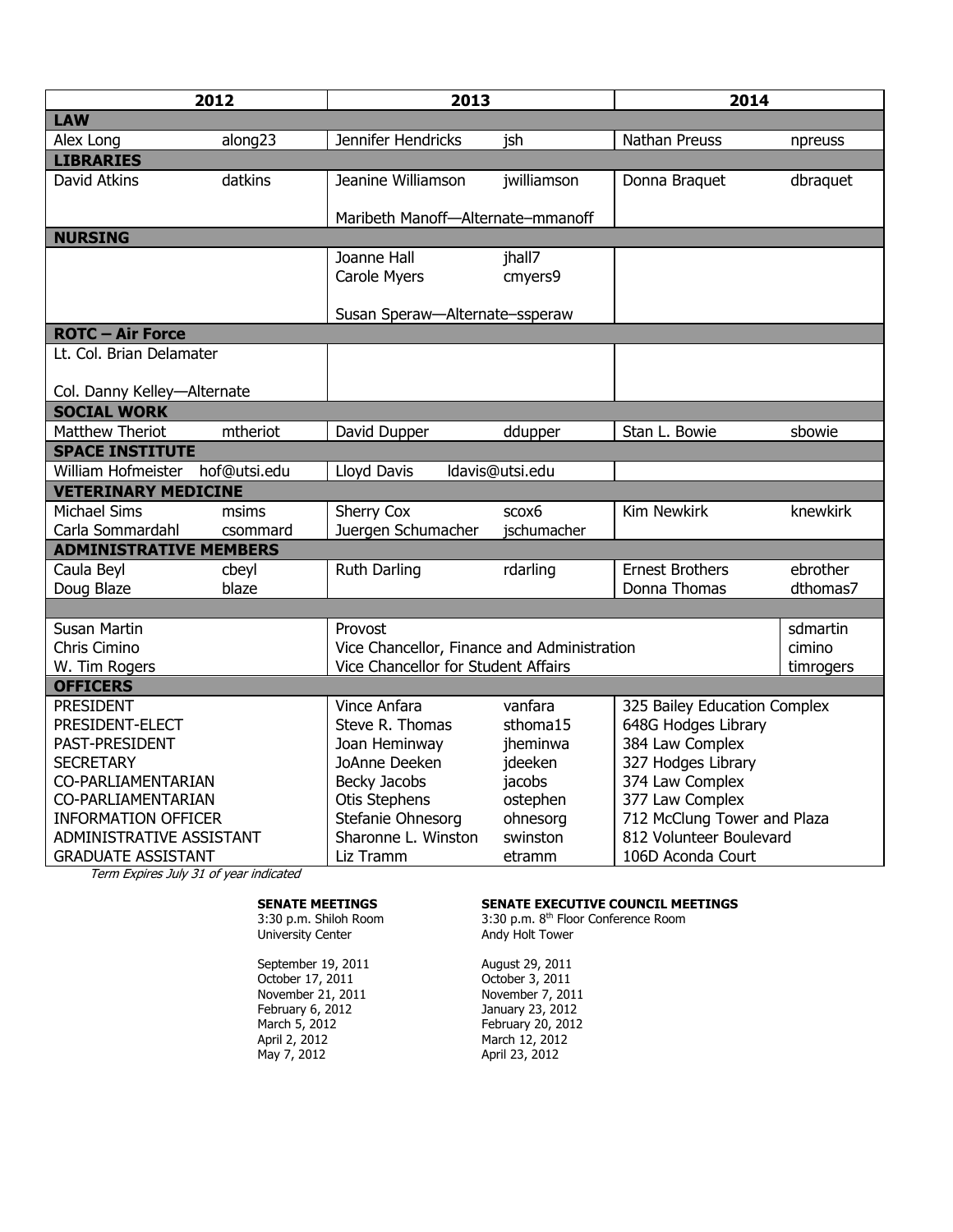| 2012 | | 2013 | | 2014 | |
|---|---|---|---|---|---|
| **LAW** | | | | | |
| Alex Long | along23 | Jennifer Hendricks | jsh | Nathan Preuss | npreuss |
| **LIBRARIES** | | | | | |
| David Atkins | datkins | Jeanine Williamson<br><br>Maribeth Manoff—Alternate–mmanoff | jwilliamson | Donna Braquet | dbraquet |
| **NURSING** | | | | | |
| | | Joanne Hall<br>Carole Myers<br><br>Susan Speraw—Alternate–ssperaw | jhall7<br>cmyers9 | | |
| **ROTC – Air Force** | | | | | |
| Lt. Col. Brian Delamater<br><br>Col. Danny Kelley—Alternate | | | | | |
| **SOCIAL WORK** | | | | | |
| Matthew Theriot | mtheriot | David Dupper | ddupper | Stan L. Bowie | sbowie |
| **SPACE INSTITUTE** | | | | | |
| William Hofmeister | hof@utsi.edu | Lloyd Davis | ldavis@utsi.edu | | |
| **VETERINARY MEDICINE** | | | | | |
| Michael Sims<br>Carla Sommardahl | msims<br>csommard | Sherry Cox<br>Juergen Schumacher | scox6<br>jschumacher | Kim Newkirk | knewkirk |
| **ADMINISTRATIVE MEMBERS** | | | | | |
| Caula Beyl<br>Doug Blaze | cbeyl<br>blaze | Ruth Darling | rdarling | Ernest Brothers<br>Donna Thomas | ebrother<br>dthomas7 |
| | | | | | |
| Susan Martin | | Provost | | | sdmartin |
| Chris Cimino | | Vice Chancellor, Finance and Administration | | | cimino |
| W. Tim Rogers | | Vice Chancellor for Student Affairs | | | timrogers |
| **OFFICERS** | | | | | |
| PRESIDENT | | Vince Anfara | vanfara | 325 Bailey Education Complex | |
| PRESIDENT-ELECT | | Steve R. Thomas | sthoma15 | 648G Hodges Library | |
| PAST-PRESIDENT | | Joan Heminway | jheminwa | 384 Law Complex | |
| SECRETARY | | JoAnne Deeken | jdeeken | 327 Hodges Library | |
| CO-PARLIAMENTARIAN | | Becky Jacobs | jacobs | 374 Law Complex | |
| CO-PARLIAMENTARIAN | | Otis Stephens | ostephen | 377 Law Complex | |
| INFORMATION OFFICER | | Stefanie Ohnesorg | ohnesorg | 712 McClung Tower and Plaza | |
| ADMINISTRATIVE ASSISTANT | | Sharonne L. Winston | swinston | 812 Volunteer Boulevard | |
| GRADUATE ASSISTANT | | Liz Tramm | etramm | 106D Aconda Court | |

*Term Expires July 31 of year indicated*

**SENATE MEETINGS**
3:30 p.m. Shiloh Room
University Center

September 19, 2011
October 17, 2011
November 21, 2011
February 6, 2012
March 5, 2012
April 2, 2012
May 7, 2012

**SENATE EXECUTIVE COUNCIL MEETINGS**
3:30 p.m. 8th Floor Conference Room
Andy Holt Tower

August 29, 2011
October 3, 2011
November 7, 2011
January 23, 2012
February 20, 2012
March 12, 2012
April 23, 2012